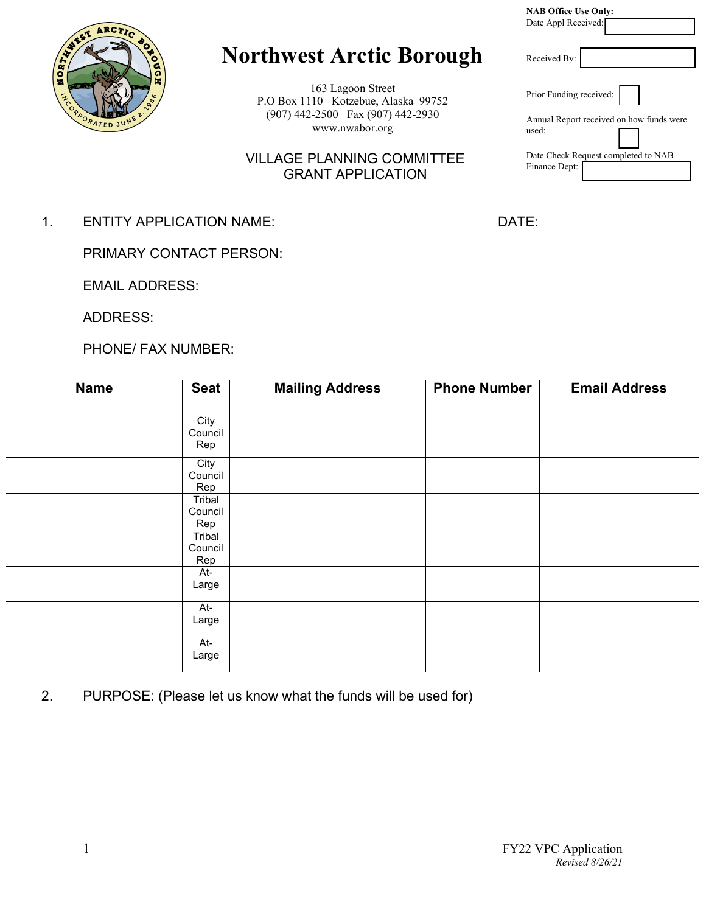# Northwest Arctic Borough

163 Lagoon Street
P.O Box 1110 Kotzebue, Alaska 99752
(907) 442-2500 Fax (907) 442-2930
www.nwabor.org

**NAB Office Use Only:**
Date Appl Received:

Received By:

Prior Funding received:

Annual Report received on how funds were used:

Date Check Request completed to NAB Finance Dept:

## VILLAGE PLANNING COMMITTEE GRANT APPLICATION

1. ENTITY APPLICATION NAME: DATE:

   PRIMARY CONTACT PERSON:

   EMAIL ADDRESS:

   ADDRESS:

   PHONE/ FAX NUMBER:

| Name | Seat | Mailing Address | Phone Number | Email Address |
|---|---|---|---|---|
| | City Council Rep | | | |
| | City Council Rep | | | |
| | Tribal Council Rep | | | |
| | Tribal Council Rep | | | |
| | At-Large | | | |
| | At-Large | | | |
| | At-Large | | | |

2. PURPOSE: (Please let us know what the funds will be used for)

FY22 VPC Application
*Revised 8/26/21*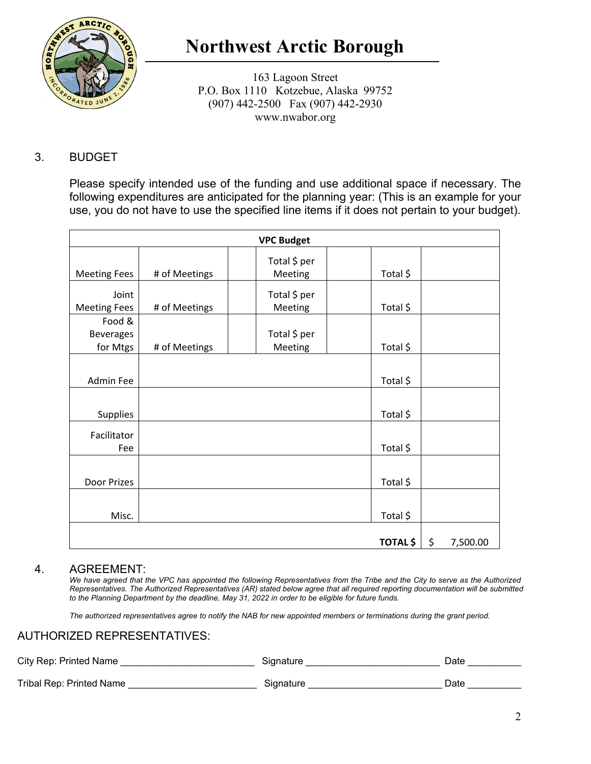# Northwest Arctic Borough

163 Lagoon Street
P.O. Box 1110 Kotzebue, Alaska 99752
(907) 442-2500 Fax (907) 442-2930
www.nwabor.org

3. BUDGET

Please specify intended use of the funding and use additional space if necessary. The following expenditures are anticipated for the planning year: (This is an example for your use, you do not have to use the specified line items if it does not pertain to your budget).

| VPC Budget | | | | | | |
|---|---|---|---|---|---|---|
| Meeting Fees | # of Meetings | | Total $ per Meeting | | Total $ | |
| Joint Meeting Fees | # of Meetings | | Total $ per Meeting | | Total $ | |
| Food & Beverages for Mtgs | # of Meetings | | Total $ per Meeting | | Total $ | |
| Admin Fee | | | | | Total $ | |
| Supplies | | | | | Total $ | |
| Facilitator Fee | | | | | Total $ | |
| Door Prizes | | | | | Total $ | |
| Misc. | | | | | Total $ | |
| | | | | | **TOTAL $** | $ 7,500.00 |

4. AGREEMENT:

*We have agreed that the VPC has appointed the following Representatives from the Tribe and the City to serve as the Authorized Representatives. The Authorized Representatives (AR) stated below agree that all required reporting documentation will be submitted to the Planning Department by the deadline, May 31, 2022 in order to be eligible for future funds.*

*The authorized representatives agree to notify the NAB for new appointed members or terminations during the grant period.*

AUTHORIZED REPRESENTATIVES:

City Rep: Printed Name ________________________ Signature ________________________ Date __________

Tribal Rep: Printed Name ________________________ Signature ________________________ Date __________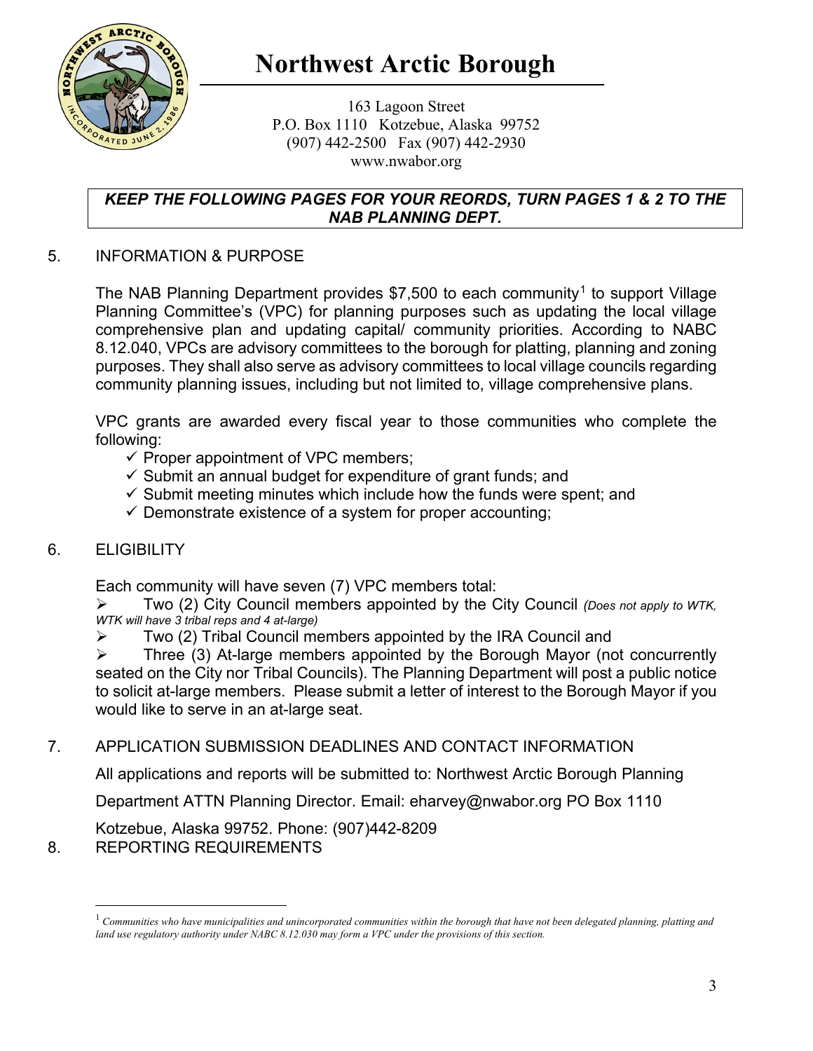# Northwest Arctic Borough

163 Lagoon Street
P.O. Box 1110 Kotzebue, Alaska 99752
(907) 442-2500 Fax (907) 442-2930
www.nwabor.org

***KEEP THE FOLLOWING PAGES FOR YOUR REORDS, TURN PAGES 1 & 2 TO THE NAB PLANNING DEPT.***

5. INFORMATION & PURPOSE

The NAB Planning Department provides $7,500 to each community[1] to support Village Planning Committee's (VPC) for planning purposes such as updating the local village comprehensive plan and updating capital/ community priorities. According to NABC 8.12.040, VPCs are advisory committees to the borough for platting, planning and zoning purposes. They shall also serve as advisory committees to local village councils regarding community planning issues, including but not limited to, village comprehensive plans.

VPC grants are awarded every fiscal year to those communities who complete the following:

- ✓ Proper appointment of VPC members;
- ✓ Submit an annual budget for expenditure of grant funds; and
- ✓ Submit meeting minutes which include how the funds were spent; and
- ✓ Demonstrate existence of a system for proper accounting;

6. ELIGIBILITY

Each community will have seven (7) VPC members total:

- Two (2) City Council members appointed by the City Council *(Does not apply to WTK, WTK will have 3 tribal reps and 4 at-large)*
- Two (2) Tribal Council members appointed by the IRA Council and
- Three (3) At-large members appointed by the Borough Mayor (not concurrently seated on the City nor Tribal Councils). The Planning Department will post a public notice to solicit at-large members. Please submit a letter of interest to the Borough Mayor if you would like to serve in an at-large seat.

7. APPLICATION SUBMISSION DEADLINES AND CONTACT INFORMATION

All applications and reports will be submitted to: Northwest Arctic Borough Planning Department ATTN Planning Director. Email: eharvey@nwabor.org PO Box 1110 Kotzebue, Alaska 99752. Phone: (907)442-8209

8. REPORTING REQUIREMENTS

---

[1] *Communities who have municipalities and unincorporated communities within the borough that have not been delegated planning, platting and land use regulatory authority under NABC 8.12.030 may form a VPC under the provisions of this section.*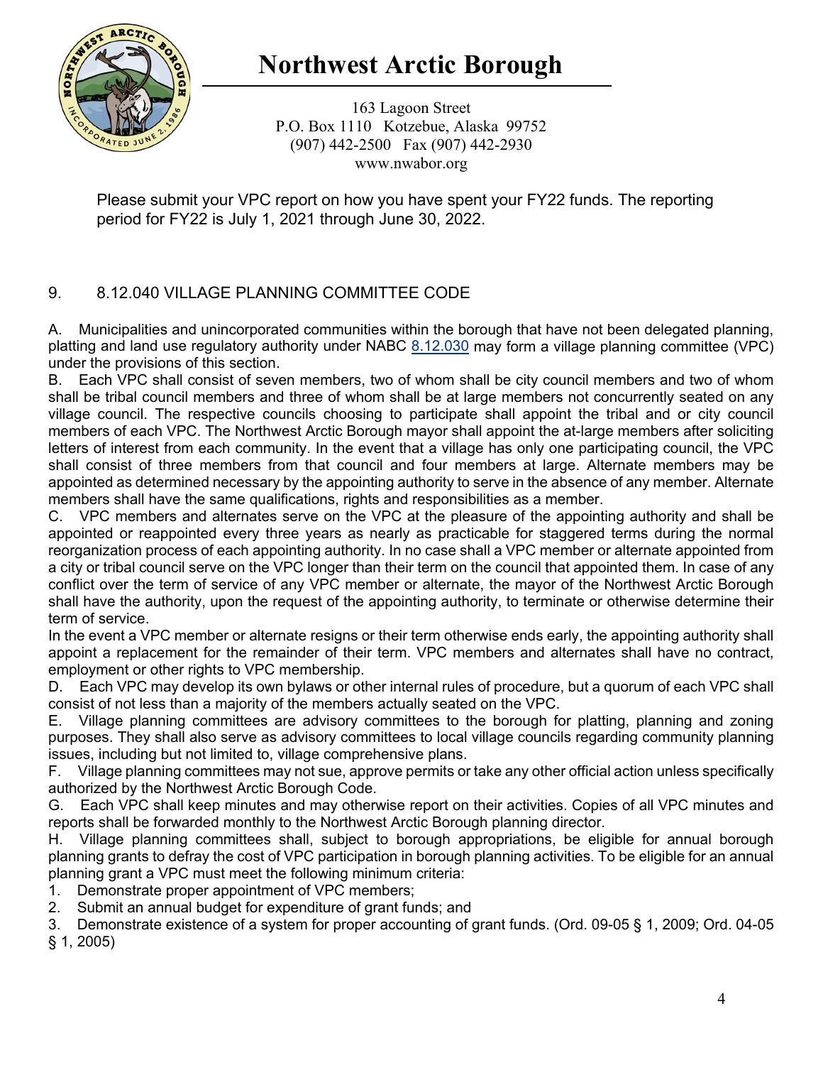# Northwest Arctic Borough

163 Lagoon Street
P.O. Box 1110 Kotzebue, Alaska 99752
(907) 442-2500 Fax (907) 442-2930
www.nwabor.org

Please submit your VPC report on how you have spent your FY22 funds. The reporting period for FY22 is July 1, 2021 through June 30, 2022.

## 9. 8.12.040 VILLAGE PLANNING COMMITTEE CODE

A. Municipalities and unincorporated communities within the borough that have not been delegated planning, platting and land use regulatory authority under NABC 8.12.030 may form a village planning committee (VPC) under the provisions of this section.

B. Each VPC shall consist of seven members, two of whom shall be city council members and two of whom shall be tribal council members and three of whom shall be at large members not concurrently seated on any village council. The respective councils choosing to participate shall appoint the tribal and or city council members of each VPC. The Northwest Arctic Borough mayor shall appoint the at-large members after soliciting letters of interest from each community. In the event that a village has only one participating council, the VPC shall consist of three members from that council and four members at large. Alternate members may be appointed as determined necessary by the appointing authority to serve in the absence of any member. Alternate members shall have the same qualifications, rights and responsibilities as a member.

C. VPC members and alternates serve on the VPC at the pleasure of the appointing authority and shall be appointed or reappointed every three years as nearly as practicable for staggered terms during the normal reorganization process of each appointing authority. In no case shall a VPC member or alternate appointed from a city or tribal council serve on the VPC longer than their term on the council that appointed them. In case of any conflict over the term of service of any VPC member or alternate, the mayor of the Northwest Arctic Borough shall have the authority, upon the request of the appointing authority, to terminate or otherwise determine their term of service.

In the event a VPC member or alternate resigns or their term otherwise ends early, the appointing authority shall appoint a replacement for the remainder of their term. VPC members and alternates shall have no contract, employment or other rights to VPC membership.

D. Each VPC may develop its own bylaws or other internal rules of procedure, but a quorum of each VPC shall consist of not less than a majority of the members actually seated on the VPC.

E. Village planning committees are advisory committees to the borough for platting, planning and zoning purposes. They shall also serve as advisory committees to local village councils regarding community planning issues, including but not limited to, village comprehensive plans.

F. Village planning committees may not sue, approve permits or take any other official action unless specifically authorized by the Northwest Arctic Borough Code.

G. Each VPC shall keep minutes and may otherwise report on their activities. Copies of all VPC minutes and reports shall be forwarded monthly to the Northwest Arctic Borough planning director.

H. Village planning committees shall, subject to borough appropriations, be eligible for annual borough planning grants to defray the cost of VPC participation in borough planning activities. To be eligible for an annual planning grant a VPC must meet the following minimum criteria:

1. Demonstrate proper appointment of VPC members;
2. Submit an annual budget for expenditure of grant funds; and
3. Demonstrate existence of a system for proper accounting of grant funds. (Ord. 09-05 § 1, 2009; Ord. 04-05 § 1, 2005)